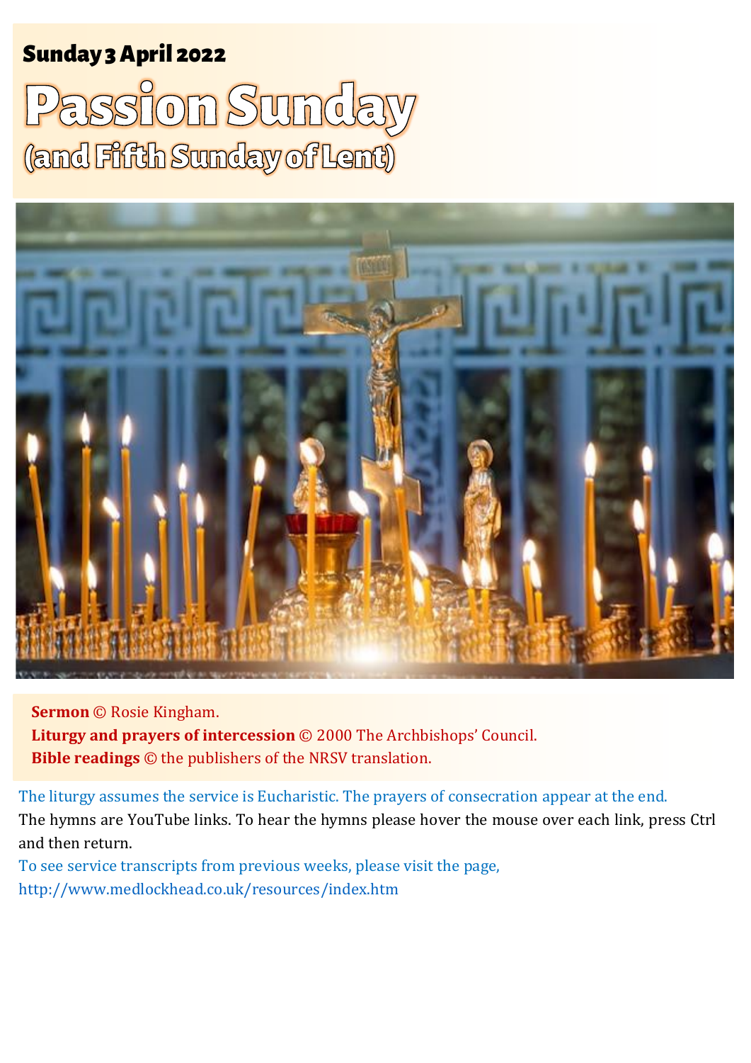**Sunday 3 April 2022**

# Passion Sunday
## (and Fifth Sunday of Lent)

**Sermon** © Rosie Kingham.
**Liturgy and prayers of intercession** © 2000 The Archbishops' Council.
**Bible readings** © the publishers of the NRSV translation.

The liturgy assumes the service is Eucharistic. The prayers of consecration appear at the end.
The hymns are YouTube links. To hear the hymns please hover the mouse over each link, press Ctrl and then return.
To see service transcripts from previous weeks, please visit the page,
http://www.medlockhead.co.uk/resources/index.htm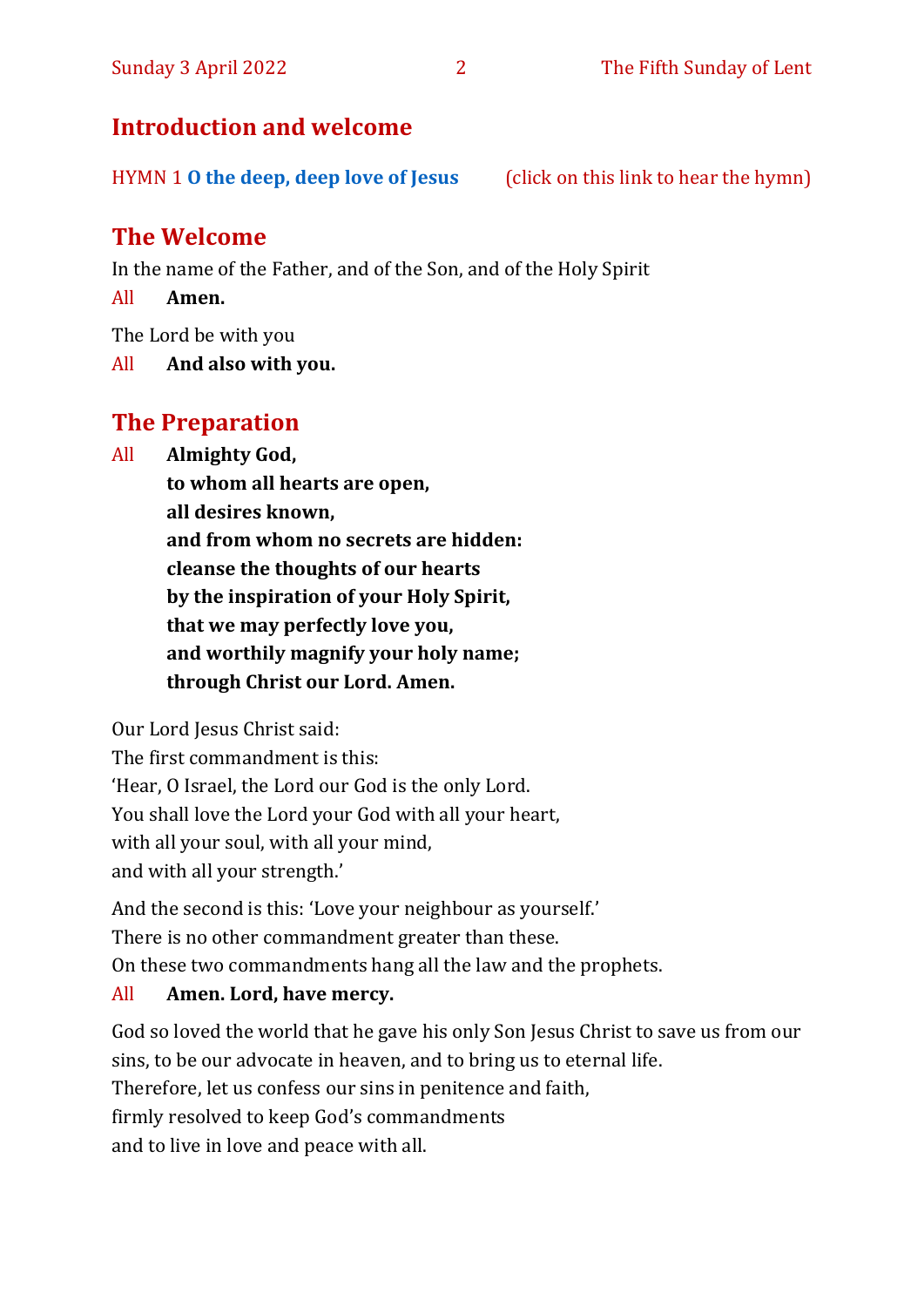## Introduction and welcome

HYMN 1 **O the deep, deep love of Jesus** (click on this link to hear the hymn)

## The Welcome

In the name of the Father, and of the Son, and of the Holy Spirit

All **Amen.**

The Lord be with you

All **And also with you.**

## The Preparation

All **Almighty God,**
**to whom all hearts are open,**
**all desires known,**
**and from whom no secrets are hidden:**
**cleanse the thoughts of our hearts**
**by the inspiration of your Holy Spirit,**
**that we may perfectly love you,**
**and worthily magnify your holy name;**
**through Christ our Lord. Amen.**

Our Lord Jesus Christ said:
The first commandment is this:
'Hear, O Israel, the Lord our God is the only Lord.
You shall love the Lord your God with all your heart,
with all your soul, with all your mind,
and with all your strength.'

And the second is this: 'Love your neighbour as yourself.'
There is no other commandment greater than these.
On these two commandments hang all the law and the prophets.

All **Amen. Lord, have mercy.**

God so loved the world that he gave his only Son Jesus Christ to save us from our sins, to be our advocate in heaven, and to bring us to eternal life.
Therefore, let us confess our sins in penitence and faith,
firmly resolved to keep God's commandments
and to live in love and peace with all.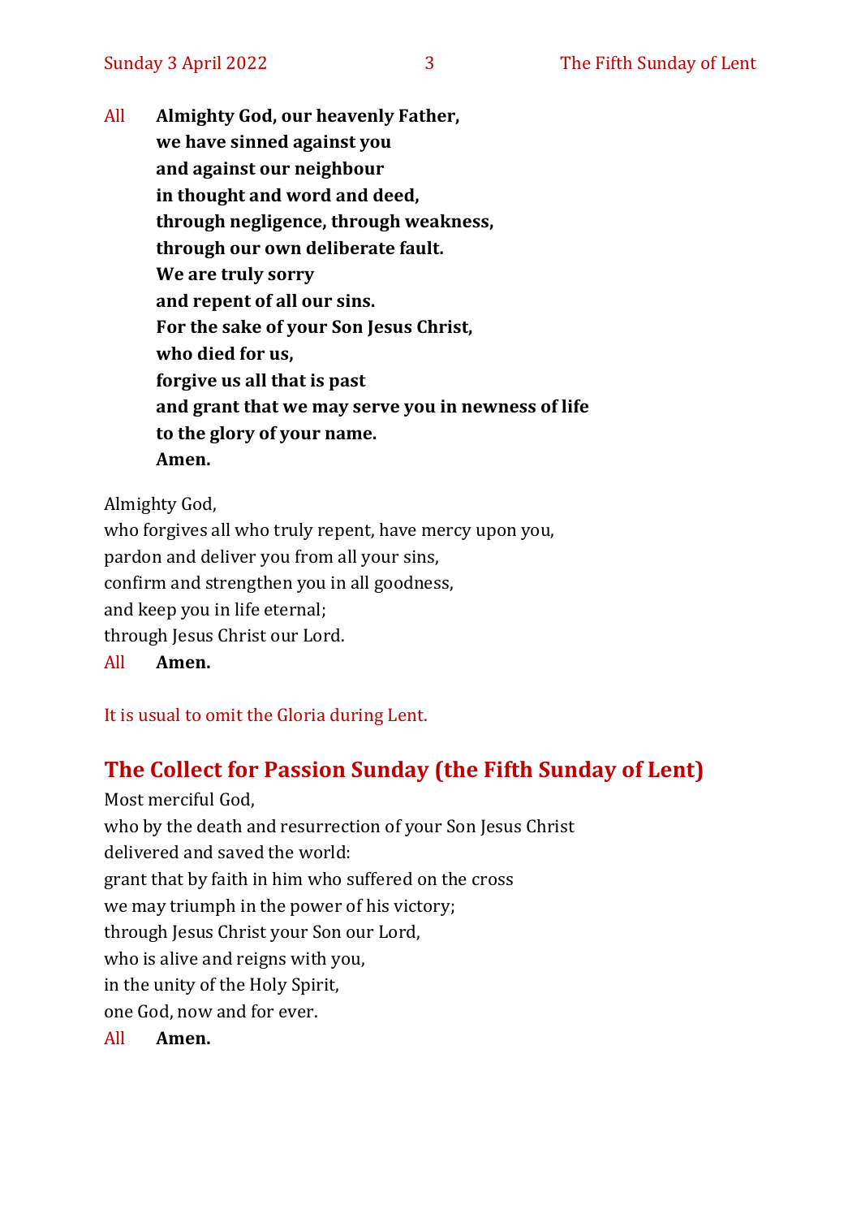All **Almighty God, our heavenly Father,**
**we have sinned against you**
**and against our neighbour**
**in thought and word and deed,**
**through negligence, through weakness,**
**through our own deliberate fault.**
**We are truly sorry**
**and repent of all our sins.**
**For the sake of your Son Jesus Christ,**
**who died for us,**
**forgive us all that is past**
**and grant that we may serve you in newness of life**
**to the glory of your name.**
**Amen.**

Almighty God,
who forgives all who truly repent, have mercy upon you,
pardon and deliver you from all your sins,
confirm and strengthen you in all goodness,
and keep you in life eternal;
through Jesus Christ our Lord.

All **Amen.**

It is usual to omit the Gloria during Lent.

## The Collect for Passion Sunday (the Fifth Sunday of Lent)

Most merciful God,
who by the death and resurrection of your Son Jesus Christ
delivered and saved the world:
grant that by faith in him who suffered on the cross
we may triumph in the power of his victory;
through Jesus Christ your Son our Lord,
who is alive and reigns with you,
in the unity of the Holy Spirit,
one God, now and for ever.

All **Amen.**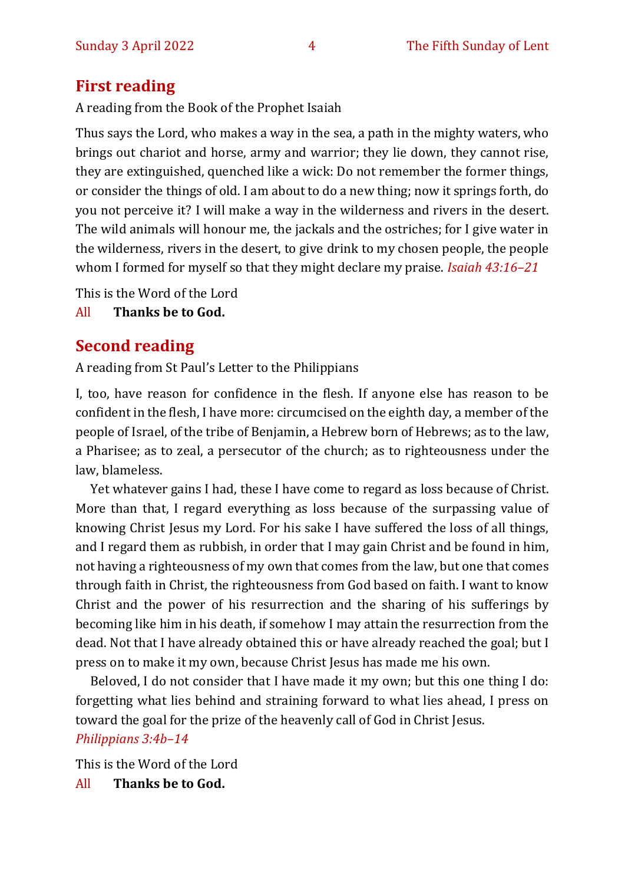## First reading

A reading from the Book of the Prophet Isaiah

Thus says the Lord, who makes a way in the sea, a path in the mighty waters, who brings out chariot and horse, army and warrior; they lie down, they cannot rise, they are extinguished, quenched like a wick: Do not remember the former things, or consider the things of old. I am about to do a new thing; now it springs forth, do you not perceive it? I will make a way in the wilderness and rivers in the desert. The wild animals will honour me, the jackals and the ostriches; for I give water in the wilderness, rivers in the desert, to give drink to my chosen people, the people whom I formed for myself so that they might declare my praise. *Isaiah 43:16–21*

This is the Word of the Lord

All **Thanks be to God.**

## Second reading

A reading from St Paul's Letter to the Philippians

I, too, have reason for confidence in the flesh. If anyone else has reason to be confident in the flesh, I have more: circumcised on the eighth day, a member of the people of Israel, of the tribe of Benjamin, a Hebrew born of Hebrews; as to the law, a Pharisee; as to zeal, a persecutor of the church; as to righteousness under the law, blameless.

Yet whatever gains I had, these I have come to regard as loss because of Christ. More than that, I regard everything as loss because of the surpassing value of knowing Christ Jesus my Lord. For his sake I have suffered the loss of all things, and I regard them as rubbish, in order that I may gain Christ and be found in him, not having a righteousness of my own that comes from the law, but one that comes through faith in Christ, the righteousness from God based on faith. I want to know Christ and the power of his resurrection and the sharing of his sufferings by becoming like him in his death, if somehow I may attain the resurrection from the dead. Not that I have already obtained this or have already reached the goal; but I press on to make it my own, because Christ Jesus has made me his own.

Beloved, I do not consider that I have made it my own; but this one thing I do: forgetting what lies behind and straining forward to what lies ahead, I press on toward the goal for the prize of the heavenly call of God in Christ Jesus.
*Philippians 3:4b–14*

This is the Word of the Lord

All **Thanks be to God.**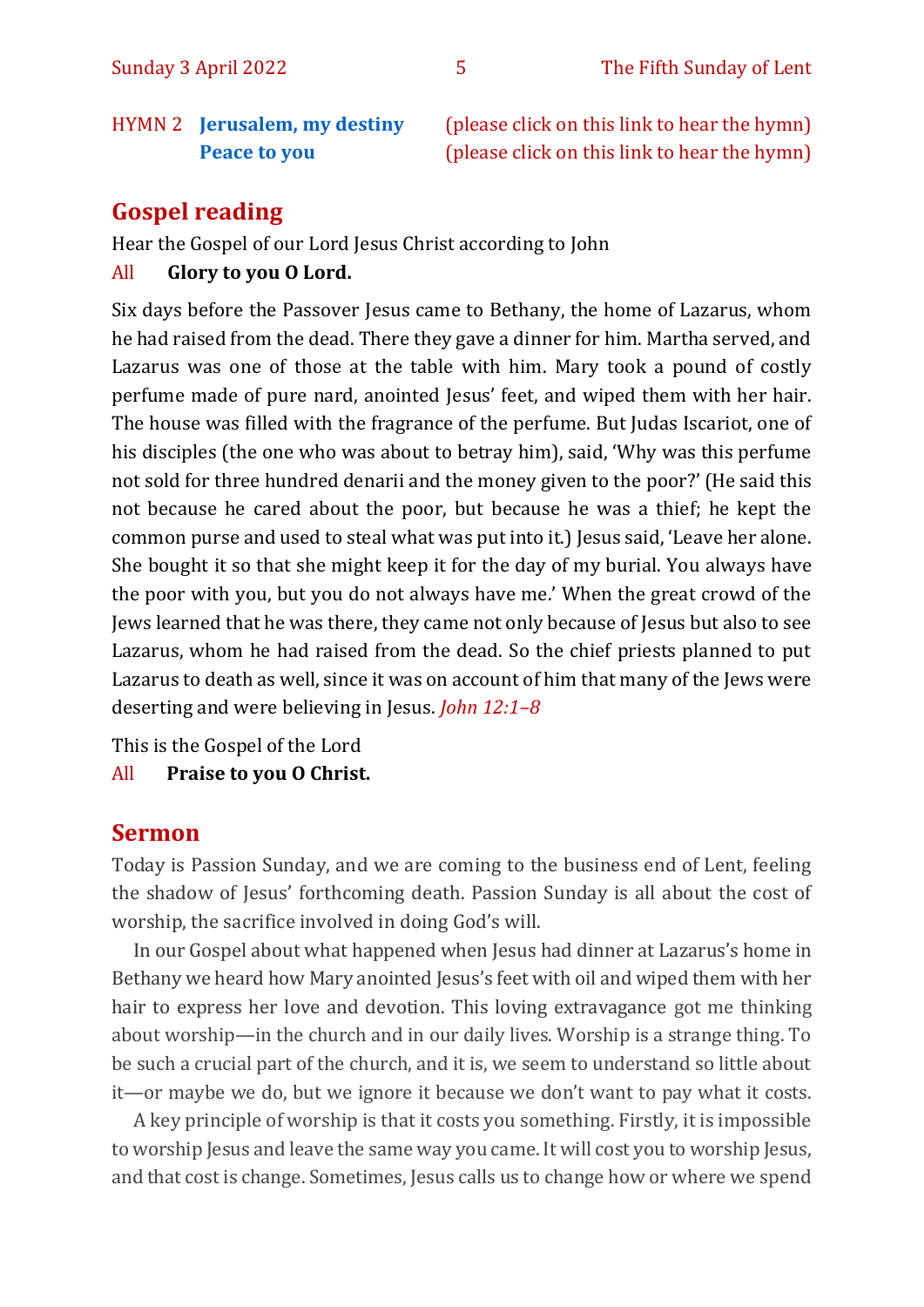HYMN 2 **Jerusalem, my destiny** (please click on this link to hear the hymn)
**Peace to you** (please click on this link to hear the hymn)

## Gospel reading

Hear the Gospel of our Lord Jesus Christ according to John

All **Glory to you O Lord.**

Six days before the Passover Jesus came to Bethany, the home of Lazarus, whom he had raised from the dead. There they gave a dinner for him. Martha served, and Lazarus was one of those at the table with him. Mary took a pound of costly perfume made of pure nard, anointed Jesus' feet, and wiped them with her hair. The house was filled with the fragrance of the perfume. But Judas Iscariot, one of his disciples (the one who was about to betray him), said, 'Why was this perfume not sold for three hundred denarii and the money given to the poor?' (He said this not because he cared about the poor, but because he was a thief; he kept the common purse and used to steal what was put into it.) Jesus said, 'Leave her alone. She bought it so that she might keep it for the day of my burial. You always have the poor with you, but you do not always have me.' When the great crowd of the Jews learned that he was there, they came not only because of Jesus but also to see Lazarus, whom he had raised from the dead. So the chief priests planned to put Lazarus to death as well, since it was on account of him that many of the Jews were deserting and were believing in Jesus. *John 12:1–8*

This is the Gospel of the Lord

All **Praise to you O Christ.**

## Sermon

Today is Passion Sunday, and we are coming to the business end of Lent, feeling the shadow of Jesus' forthcoming death. Passion Sunday is all about the cost of worship, the sacrifice involved in doing God's will.

In our Gospel about what happened when Jesus had dinner at Lazarus's home in Bethany we heard how Mary anointed Jesus's feet with oil and wiped them with her hair to express her love and devotion. This loving extravagance got me thinking about worship—in the church and in our daily lives. Worship is a strange thing. To be such a crucial part of the church, and it is, we seem to understand so little about it—or maybe we do, but we ignore it because we don't want to pay what it costs.

A key principle of worship is that it costs you something. Firstly, it is impossible to worship Jesus and leave the same way you came. It will cost you to worship Jesus, and that cost is change. Sometimes, Jesus calls us to change how or where we spend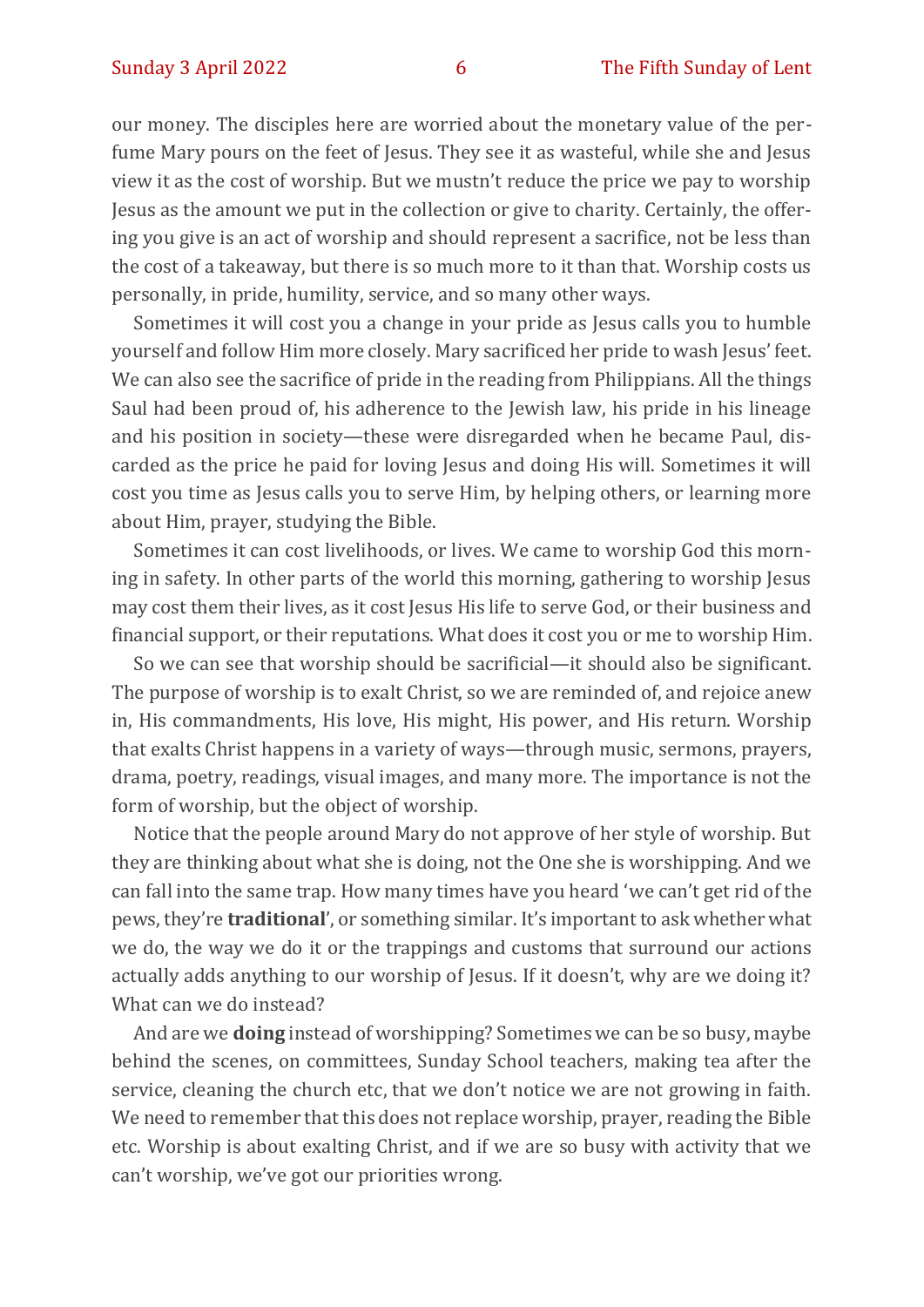our money. The disciples here are worried about the monetary value of the perfume Mary pours on the feet of Jesus. They see it as wasteful, while she and Jesus view it as the cost of worship. But we mustn't reduce the price we pay to worship Jesus as the amount we put in the collection or give to charity. Certainly, the offering you give is an act of worship and should represent a sacrifice, not be less than the cost of a takeaway, but there is so much more to it than that. Worship costs us personally, in pride, humility, service, and so many other ways.

Sometimes it will cost you a change in your pride as Jesus calls you to humble yourself and follow Him more closely. Mary sacrificed her pride to wash Jesus' feet. We can also see the sacrifice of pride in the reading from Philippians. All the things Saul had been proud of, his adherence to the Jewish law, his pride in his lineage and his position in society—these were disregarded when he became Paul, discarded as the price he paid for loving Jesus and doing His will. Sometimes it will cost you time as Jesus calls you to serve Him, by helping others, or learning more about Him, prayer, studying the Bible.

Sometimes it can cost livelihoods, or lives. We came to worship God this morning in safety. In other parts of the world this morning, gathering to worship Jesus may cost them their lives, as it cost Jesus His life to serve God, or their business and financial support, or their reputations. What does it cost you or me to worship Him.

So we can see that worship should be sacrificial—it should also be significant. The purpose of worship is to exalt Christ, so we are reminded of, and rejoice anew in, His commandments, His love, His might, His power, and His return. Worship that exalts Christ happens in a variety of ways—through music, sermons, prayers, drama, poetry, readings, visual images, and many more. The importance is not the form of worship, but the object of worship.

Notice that the people around Mary do not approve of her style of worship. But they are thinking about what she is doing, not the One she is worshipping. And we can fall into the same trap. How many times have you heard 'we can't get rid of the pews, they're **traditional**', or something similar. It's important to ask whether what we do, the way we do it or the trappings and customs that surround our actions actually adds anything to our worship of Jesus. If it doesn't, why are we doing it? What can we do instead?

And are we **doing** instead of worshipping? Sometimes we can be so busy, maybe behind the scenes, on committees, Sunday School teachers, making tea after the service, cleaning the church etc, that we don't notice we are not growing in faith. We need to remember that this does not replace worship, prayer, reading the Bible etc. Worship is about exalting Christ, and if we are so busy with activity that we can't worship, we've got our priorities wrong.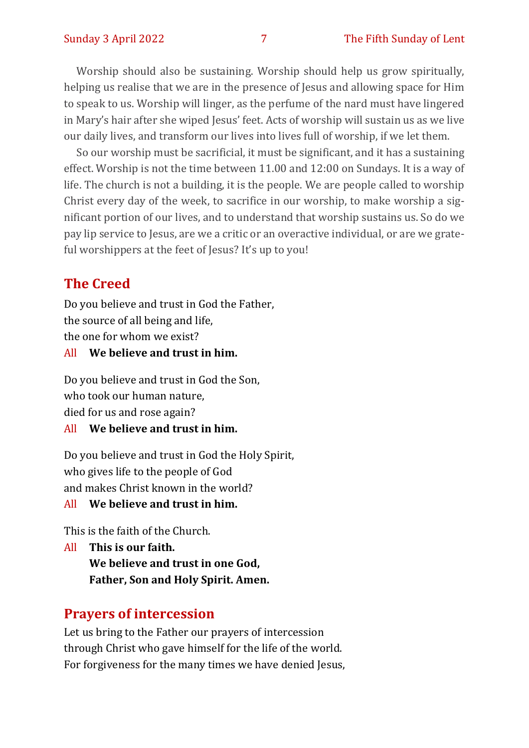Worship should also be sustaining. Worship should help us grow spiritually, helping us realise that we are in the presence of Jesus and allowing space for Him to speak to us. Worship will linger, as the perfume of the nard must have lingered in Mary's hair after she wiped Jesus' feet. Acts of worship will sustain us as we live our daily lives, and transform our lives into lives full of worship, if we let them.

So our worship must be sacrificial, it must be significant, and it has a sustaining effect. Worship is not the time between 11.00 and 12:00 on Sundays. It is a way of life. The church is not a building, it is the people. We are people called to worship Christ every day of the week, to sacrifice in our worship, to make worship a significant portion of our lives, and to understand that worship sustains us. So do we pay lip service to Jesus, are we a critic or an overactive individual, or are we grateful worshippers at the feet of Jesus? It's up to you!

## The Creed

Do you believe and trust in God the Father,
the source of all being and life,
the one for whom we exist?

All **We believe and trust in him.**

Do you believe and trust in God the Son,
who took our human nature,
died for us and rose again?

All **We believe and trust in him.**

Do you believe and trust in God the Holy Spirit,
who gives life to the people of God
and makes Christ known in the world?

All **We believe and trust in him.**

This is the faith of the Church.

All **This is our faith.**
**We believe and trust in one God,**
**Father, Son and Holy Spirit. Amen.**

## Prayers of intercession

Let us bring to the Father our prayers of intercession
through Christ who gave himself for the life of the world.
For forgiveness for the many times we have denied Jesus,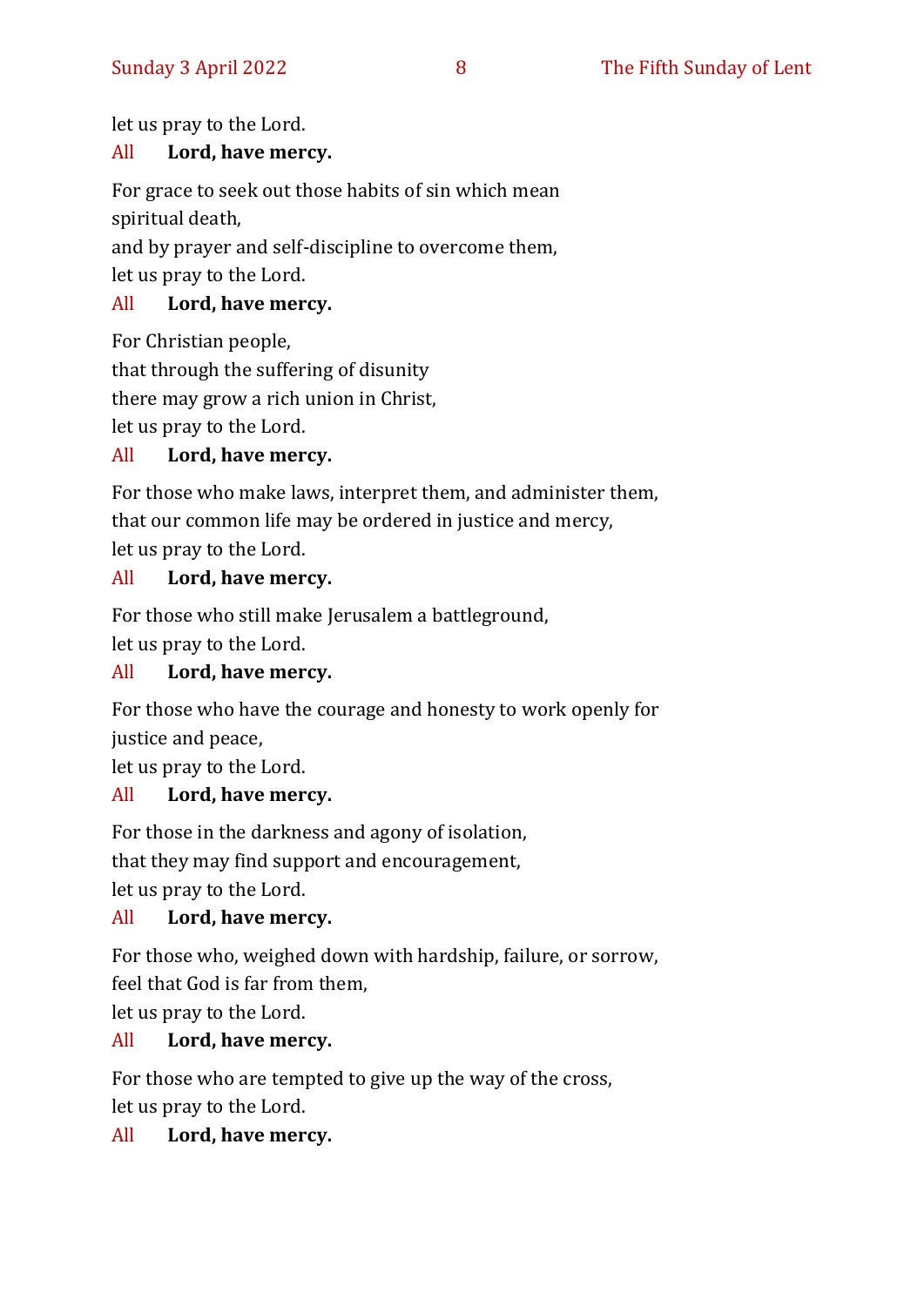let us pray to the Lord.

All **Lord, have mercy.**

For grace to seek out those habits of sin which mean spiritual death,
and by prayer and self-discipline to overcome them,
let us pray to the Lord.

All **Lord, have mercy.**

For Christian people,
that through the suffering of disunity
there may grow a rich union in Christ,
let us pray to the Lord.

All **Lord, have mercy.**

For those who make laws, interpret them, and administer them,
that our common life may be ordered in justice and mercy,
let us pray to the Lord.

All **Lord, have mercy.**

For those who still make Jerusalem a battleground,
let us pray to the Lord.

All **Lord, have mercy.**

For those who have the courage and honesty to work openly for justice and peace,
let us pray to the Lord.

All **Lord, have mercy.**

For those in the darkness and agony of isolation,
that they may find support and encouragement,
let us pray to the Lord.

All **Lord, have mercy.**

For those who, weighed down with hardship, failure, or sorrow,
feel that God is far from them,
let us pray to the Lord.

All **Lord, have mercy.**

For those who are tempted to give up the way of the cross,
let us pray to the Lord.

All **Lord, have mercy.**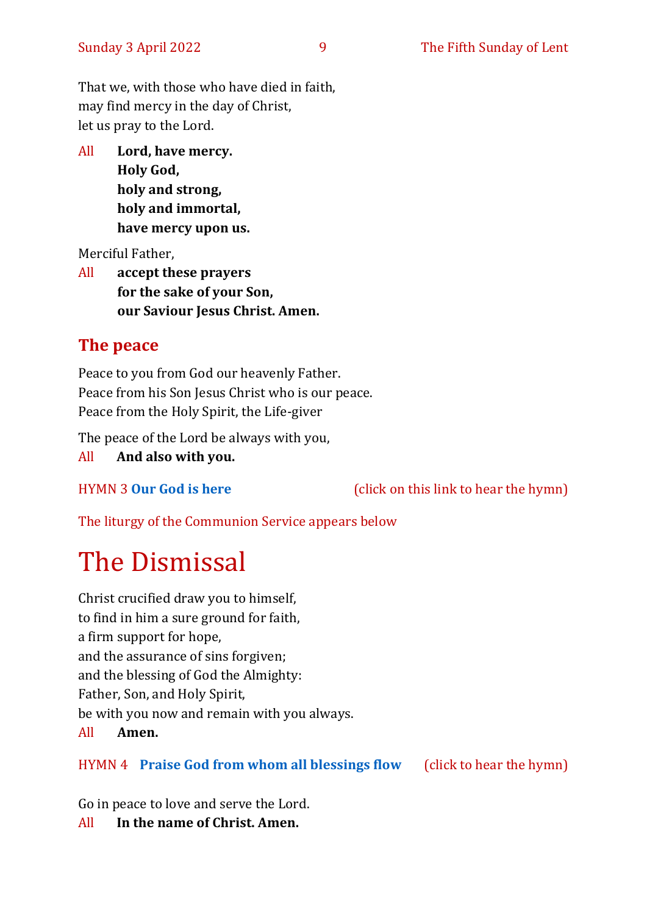That we, with those who have died in faith,
may find mercy in the day of Christ,
let us pray to the Lord.

All **Lord, have mercy.**
**Holy God,**
**holy and strong,**
**holy and immortal,**
**have mercy upon us.**

Merciful Father,

All **accept these prayers**
**for the sake of your Son,**
**our Saviour Jesus Christ. Amen.**

## The peace

Peace to you from God our heavenly Father.
Peace from his Son Jesus Christ who is our peace.
Peace from the Holy Spirit, the Life-giver

The peace of the Lord be always with you,

All **And also with you.**

HYMN 3 **Our God is here** (click on this link to hear the hymn)

The liturgy of the Communion Service appears below

# The Dismissal

Christ crucified draw you to himself,
to find in him a sure ground for faith,
a firm support for hope,
and the assurance of sins forgiven;
and the blessing of God the Almighty:
Father, Son, and Holy Spirit,
be with you now and remain with you always.

All **Amen.**

HYMN 4 **Praise God from whom all blessings flow** (click to hear the hymn)

Go in peace to love and serve the Lord.

All **In the name of Christ. Amen.**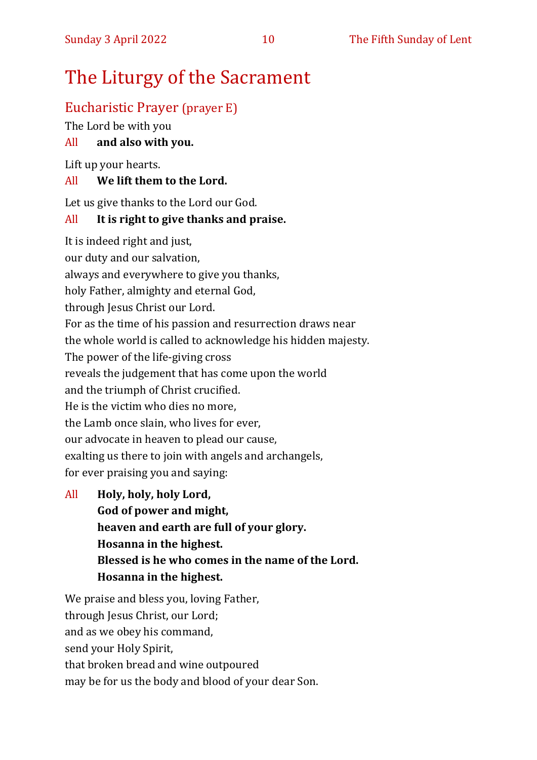# The Liturgy of the Sacrament

## Eucharistic Prayer (prayer E)

The Lord be with you

All **and also with you.**

Lift up your hearts.

All **We lift them to the Lord.**

Let us give thanks to the Lord our God.

All **It is right to give thanks and praise.**

It is indeed right and just,
our duty and our salvation,
always and everywhere to give you thanks,
holy Father, almighty and eternal God,
through Jesus Christ our Lord.
For as the time of his passion and resurrection draws near
the whole world is called to acknowledge his hidden majesty.
The power of the life-giving cross
reveals the judgement that has come upon the world
and the triumph of Christ crucified.
He is the victim who dies no more,
the Lamb once slain, who lives for ever,
our advocate in heaven to plead our cause,
exalting us there to join with angels and archangels,
for ever praising you and saying:

All **Holy, holy, holy Lord,**
**God of power and might,**
**heaven and earth are full of your glory.**
**Hosanna in the highest.**
**Blessed is he who comes in the name of the Lord.**
**Hosanna in the highest.**

We praise and bless you, loving Father,
through Jesus Christ, our Lord;
and as we obey his command,
send your Holy Spirit,
that broken bread and wine outpoured
may be for us the body and blood of your dear Son.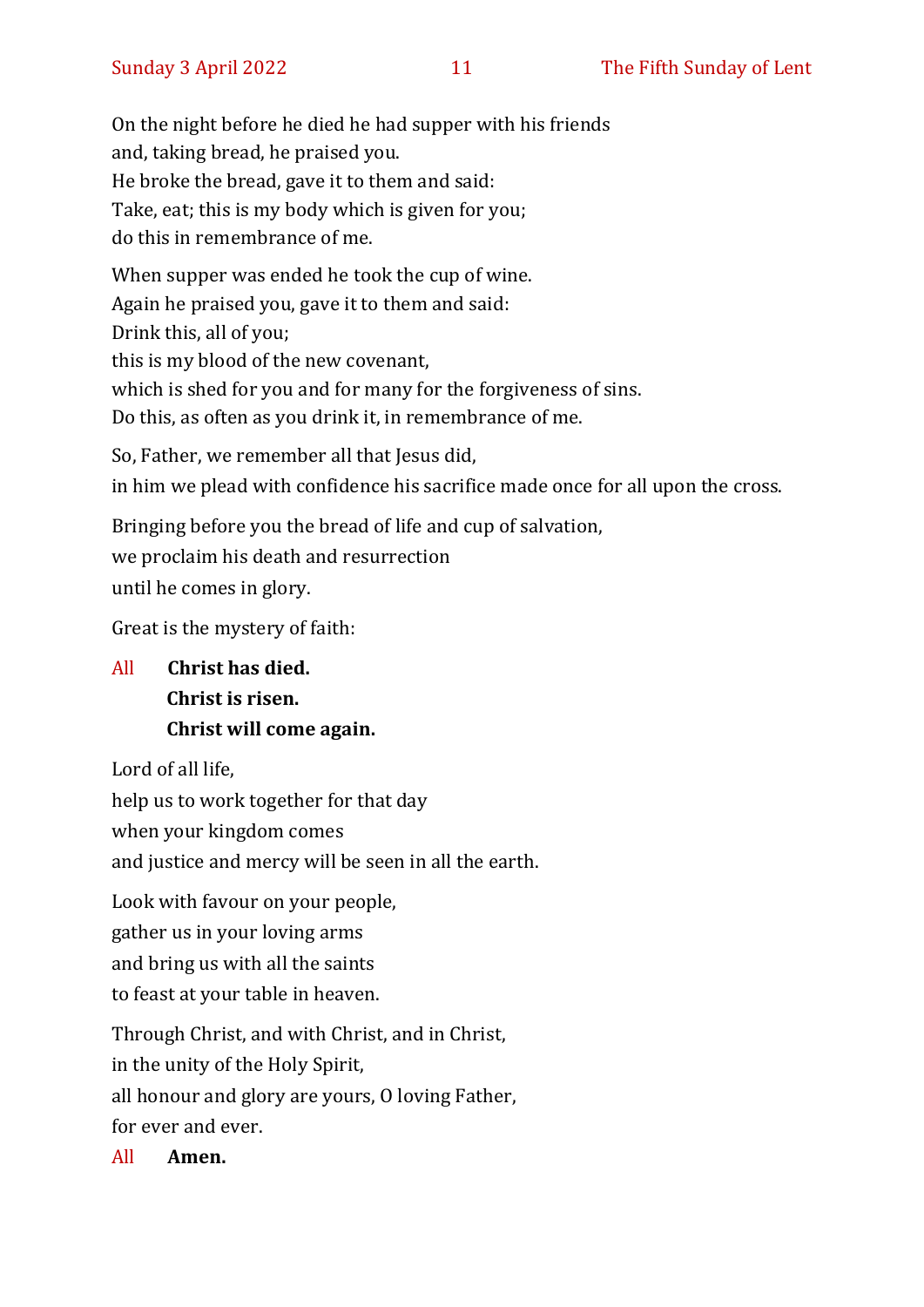On the night before he died he had supper with his friends
and, taking bread, he praised you.
He broke the bread, gave it to them and said:
Take, eat; this is my body which is given for you;
do this in remembrance of me.

When supper was ended he took the cup of wine.
Again he praised you, gave it to them and said:
Drink this, all of you;
this is my blood of the new covenant,
which is shed for you and for many for the forgiveness of sins.
Do this, as often as you drink it, in remembrance of me.

So, Father, we remember all that Jesus did,
in him we plead with confidence his sacrifice made once for all upon the cross.

Bringing before you the bread of life and cup of salvation,
we proclaim his death and resurrection
until he comes in glory.

Great is the mystery of faith:

All **Christ has died.**
**Christ is risen.**
**Christ will come again.**

Lord of all life,
help us to work together for that day
when your kingdom comes
and justice and mercy will be seen in all the earth.

Look with favour on your people,
gather us in your loving arms
and bring us with all the saints
to feast at your table in heaven.

Through Christ, and with Christ, and in Christ,
in the unity of the Holy Spirit,
all honour and glory are yours, O loving Father,
for ever and ever.

All **Amen.**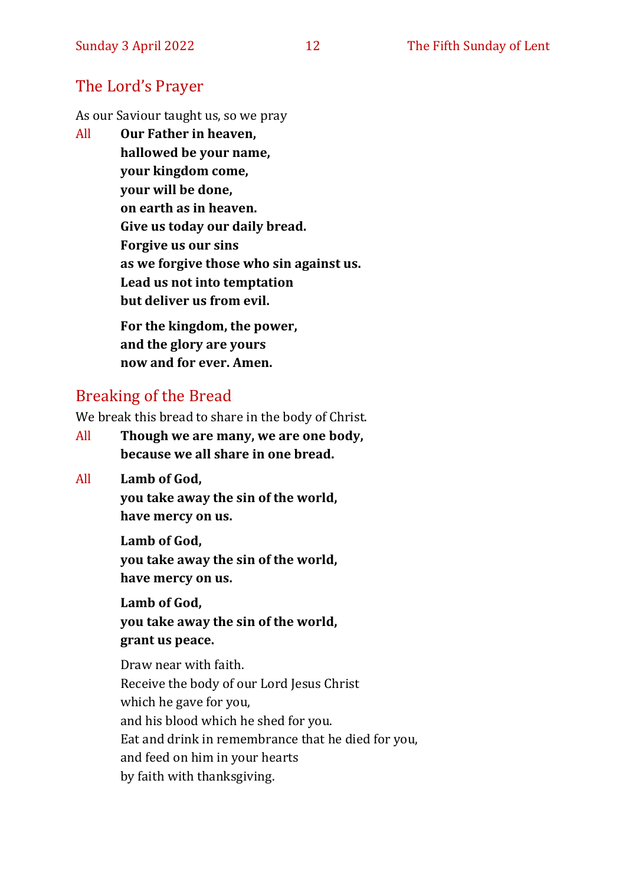## The Lord's Prayer

As our Saviour taught us, so we pray

All **Our Father in heaven,**
**hallowed be your name,**
**your kingdom come,**
**your will be done,**
**on earth as in heaven.**
**Give us today our daily bread.**
**Forgive us our sins**
**as we forgive those who sin against us.**
**Lead us not into temptation**
**but deliver us from evil.**

**For the kingdom, the power,**
**and the glory are yours**
**now and for ever. Amen.**

## Breaking of the Bread

We break this bread to share in the body of Christ.

All **Though we are many, we are one body,**
**because we all share in one bread.**

All **Lamb of God,**
**you take away the sin of the world,**
**have mercy on us.**

**Lamb of God,**
**you take away the sin of the world,**
**have mercy on us.**

**Lamb of God,**
**you take away the sin of the world,**
**grant us peace.**

Draw near with faith.
Receive the body of our Lord Jesus Christ
which he gave for you,
and his blood which he shed for you.
Eat and drink in remembrance that he died for you,
and feed on him in your hearts
by faith with thanksgiving.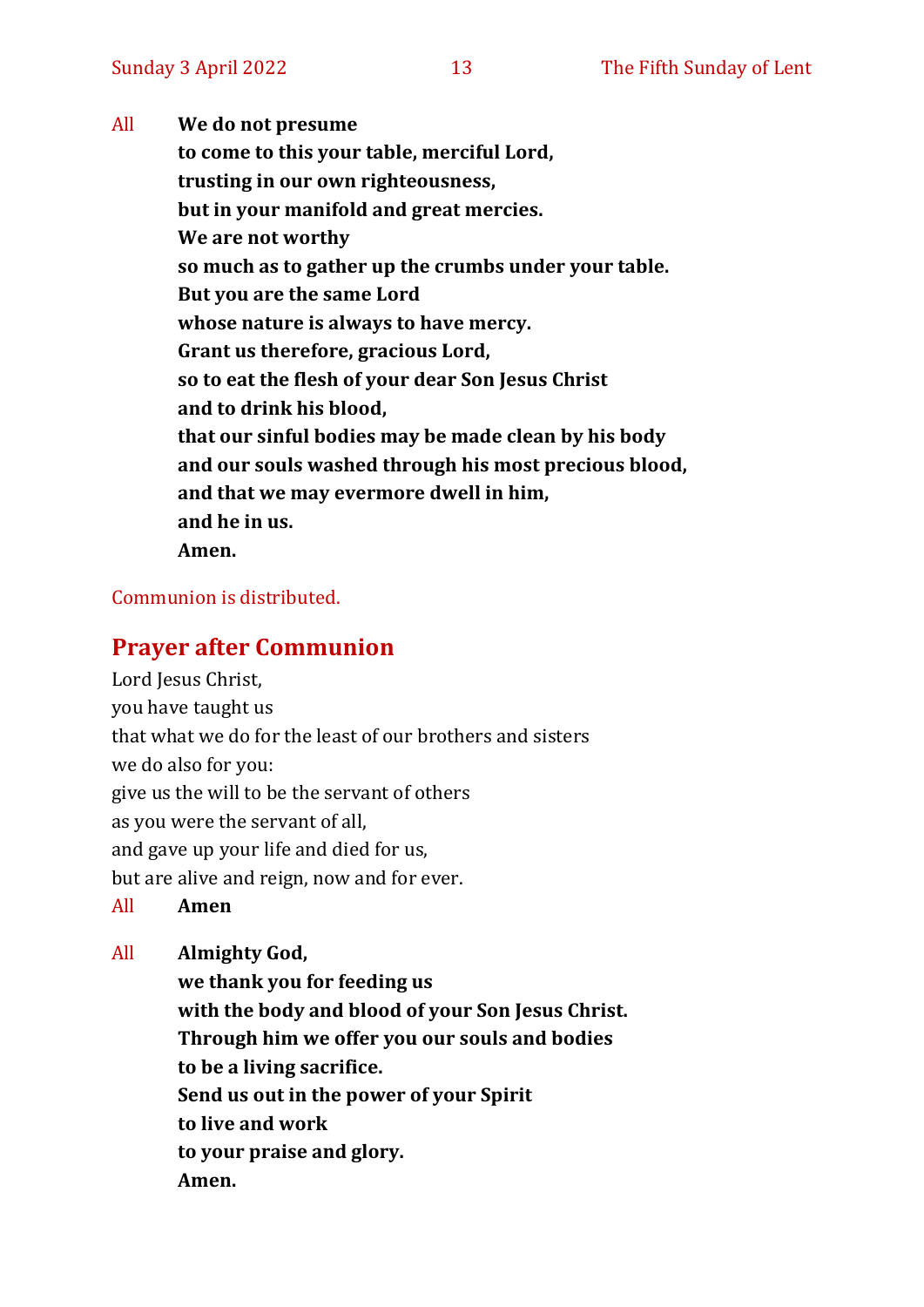All **We do not presume**
**to come to this your table, merciful Lord,**
**trusting in our own righteousness,**
**but in your manifold and great mercies.**
**We are not worthy**
**so much as to gather up the crumbs under your table.**
**But you are the same Lord**
**whose nature is always to have mercy.**
**Grant us therefore, gracious Lord,**
**so to eat the flesh of your dear Son Jesus Christ**
**and to drink his blood,**
**that our sinful bodies may be made clean by his body**
**and our souls washed through his most precious blood,**
**and that we may evermore dwell in him,**
**and he in us.**
**Amen.**

Communion is distributed.

## Prayer after Communion

Lord Jesus Christ,
you have taught us
that what we do for the least of our brothers and sisters
we do also for you:
give us the will to be the servant of others
as you were the servant of all,
and gave up your life and died for us,
but are alive and reign, now and for ever.

All **Amen**

All **Almighty God,**
**we thank you for feeding us**
**with the body and blood of your Son Jesus Christ.**
**Through him we offer you our souls and bodies**
**to be a living sacrifice.**
**Send us out in the power of your Spirit**
**to live and work**
**to your praise and glory.**
**Amen.**